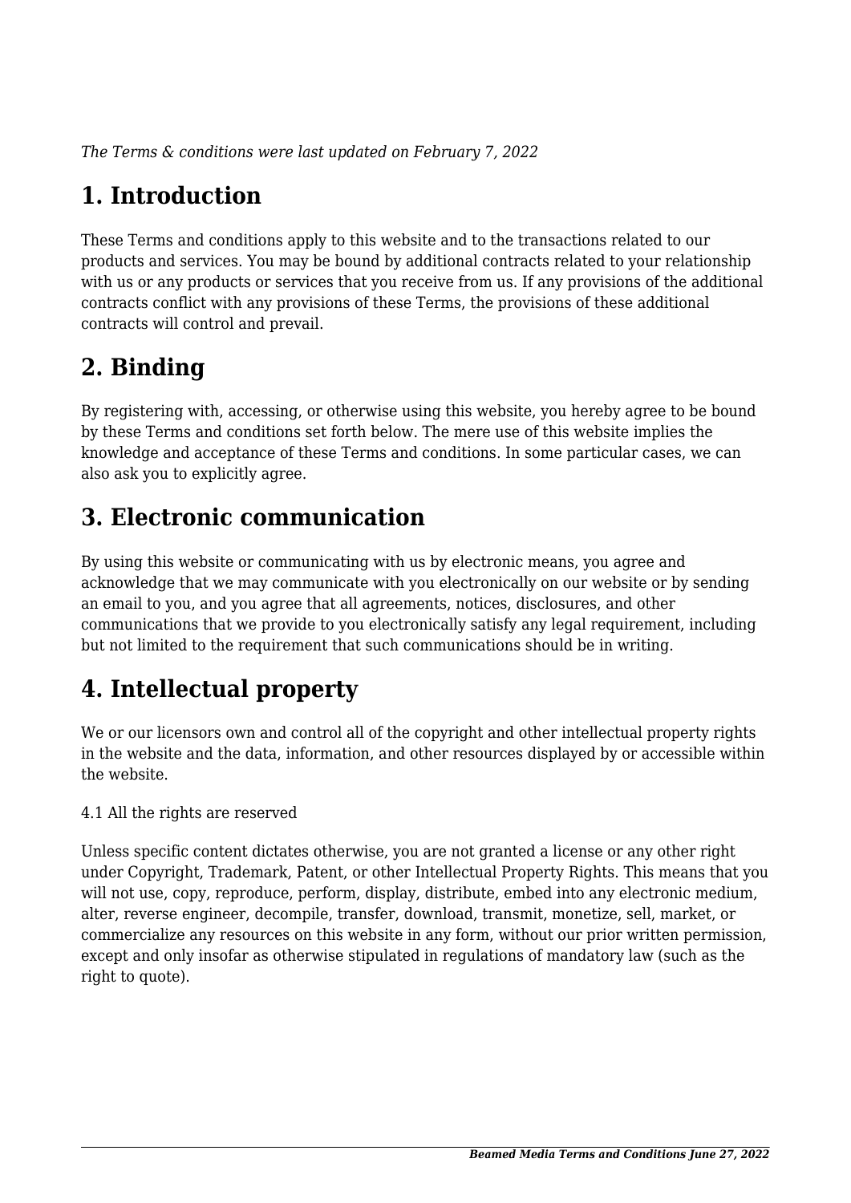*The Terms & conditions were last updated on February 7, 2022*

# 1. Introduction

These Terms and conditions apply to this website and to the transactions related to our products and services. You may be bound by additional contracts related to your relationship with us or any products or services that you receive from us. If any provisions of the additional contracts conflict with any provisions of these Terms, the provisions of these additional contracts will control and prevail.

# 2. Binding

By registering with, accessing, or otherwise using this website, you hereby agree to be bound by these Terms and conditions set forth below. The mere use of this website implies the knowledge and acceptance of these Terms and conditions. In some particular cases, we can also ask you to explicitly agree.

# 3. Electronic communication

By using this website or communicating with us by electronic means, you agree and acknowledge that we may communicate with you electronically on our website or by sending an email to you, and you agree that all agreements, notices, disclosures, and other communications that we provide to you electronically satisfy any legal requirement, including but not limited to the requirement that such communications should be in writing.

# 4. Intellectual property

We or our licensors own and control all of the copyright and other intellectual property rights in the website and the data, information, and other resources displayed by or accessible within the website.

4.1 All the rights are reserved

Unless specific content dictates otherwise, you are not granted a license or any other right under Copyright, Trademark, Patent, or other Intellectual Property Rights. This means that you will not use, copy, reproduce, perform, display, distribute, embed into any electronic medium, alter, reverse engineer, decompile, transfer, download, transmit, monetize, sell, market, or commercialize any resources on this website in any form, without our prior written permission, except and only insofar as otherwise stipulated in regulations of mandatory law (such as the right to quote).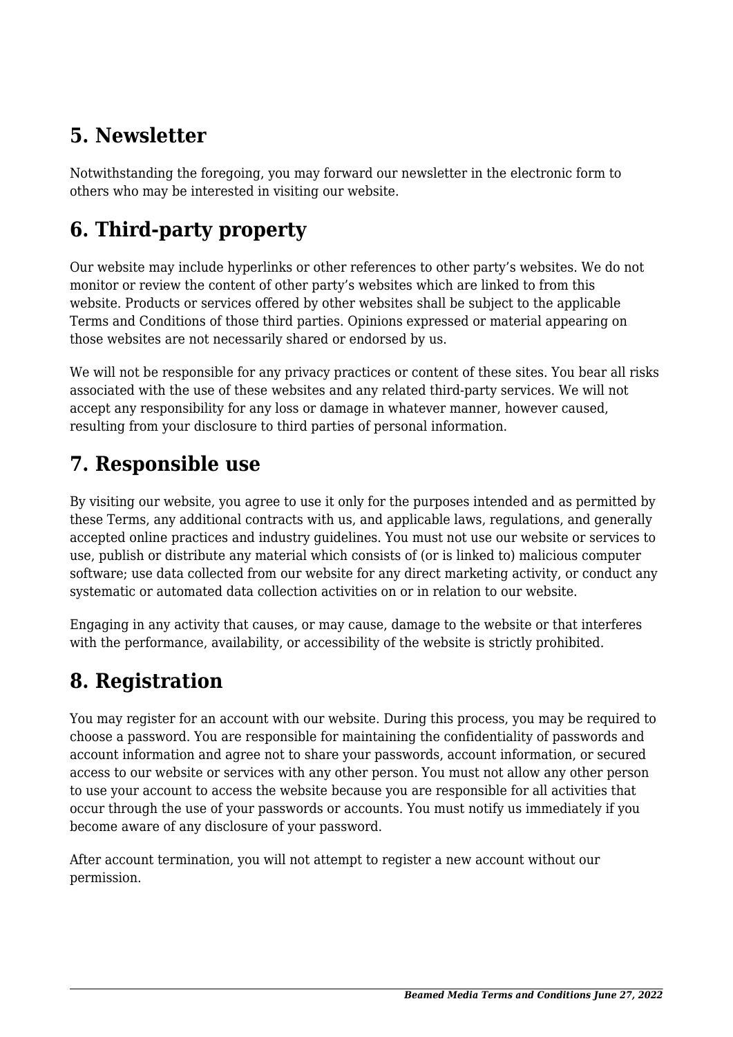## 5. Newsletter

Notwithstanding the foregoing, you may forward our newsletter in the electronic form to others who may be interested in visiting our website.

## 6. Third-party property

Our website may include hyperlinks or other references to other party's websites. We do not monitor or review the content of other party's websites which are linked to from this website. Products or services offered by other websites shall be subject to the applicable Terms and Conditions of those third parties. Opinions expressed or material appearing on those websites are not necessarily shared or endorsed by us.

We will not be responsible for any privacy practices or content of these sites. You bear all risks associated with the use of these websites and any related third-party services. We will not accept any responsibility for any loss or damage in whatever manner, however caused, resulting from your disclosure to third parties of personal information.

## 7. Responsible use

By visiting our website, you agree to use it only for the purposes intended and as permitted by these Terms, any additional contracts with us, and applicable laws, regulations, and generally accepted online practices and industry guidelines. You must not use our website or services to use, publish or distribute any material which consists of (or is linked to) malicious computer software; use data collected from our website for any direct marketing activity, or conduct any systematic or automated data collection activities on or in relation to our website.

Engaging in any activity that causes, or may cause, damage to the website or that interferes with the performance, availability, or accessibility of the website is strictly prohibited.

## 8. Registration

You may register for an account with our website. During this process, you may be required to choose a password. You are responsible for maintaining the confidentiality of passwords and account information and agree not to share your passwords, account information, or secured access to our website or services with any other person. You must not allow any other person to use your account to access the website because you are responsible for all activities that occur through the use of your passwords or accounts. You must notify us immediately if you become aware of any disclosure of your password.

After account termination, you will not attempt to register a new account without our permission.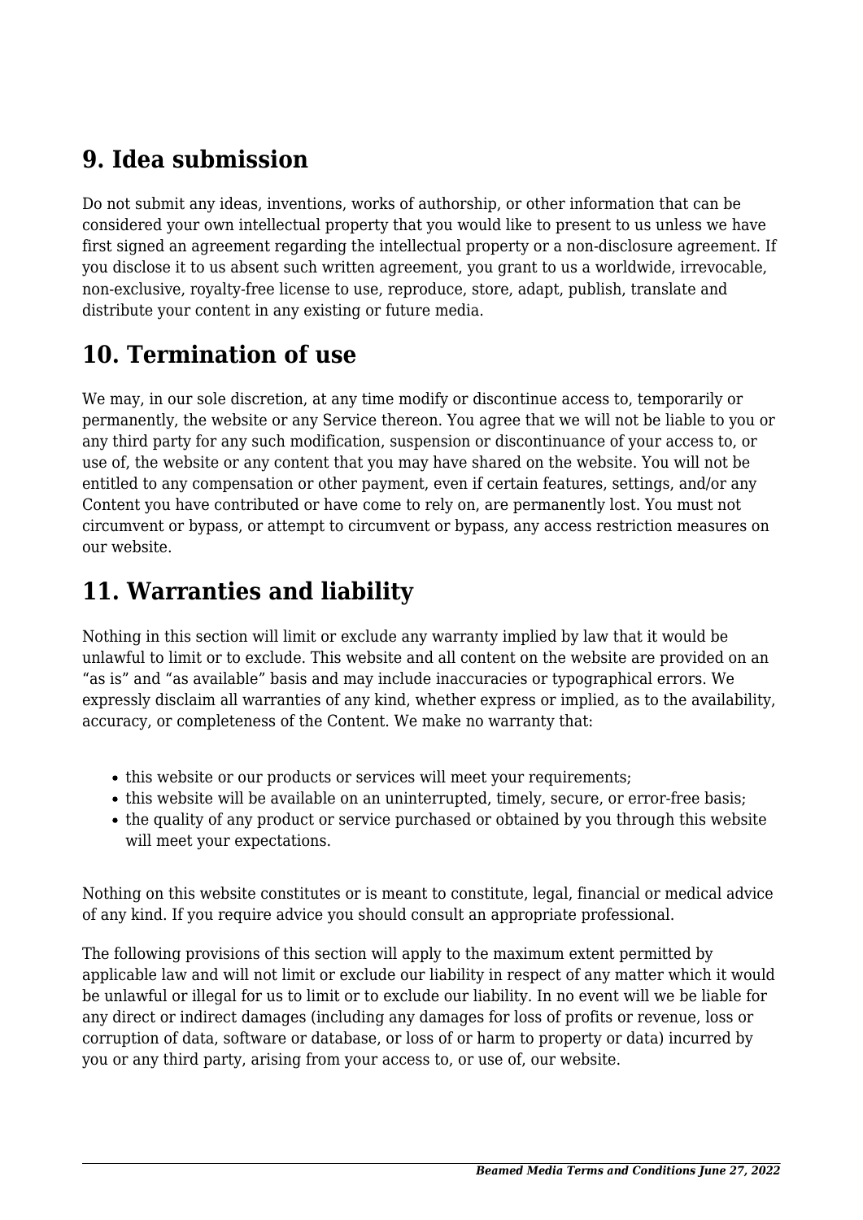## 9. Idea submission

Do not submit any ideas, inventions, works of authorship, or other information that can be considered your own intellectual property that you would like to present to us unless we have first signed an agreement regarding the intellectual property or a non-disclosure agreement. If you disclose it to us absent such written agreement, you grant to us a worldwide, irrevocable, non-exclusive, royalty-free license to use, reproduce, store, adapt, publish, translate and distribute your content in any existing or future media.

## 10. Termination of use

We may, in our sole discretion, at any time modify or discontinue access to, temporarily or permanently, the website or any Service thereon. You agree that we will not be liable to you or any third party for any such modification, suspension or discontinuance of your access to, or use of, the website or any content that you may have shared on the website. You will not be entitled to any compensation or other payment, even if certain features, settings, and/or any Content you have contributed or have come to rely on, are permanently lost. You must not circumvent or bypass, or attempt to circumvent or bypass, any access restriction measures on our website.

## 11. Warranties and liability

Nothing in this section will limit or exclude any warranty implied by law that it would be unlawful to limit or to exclude. This website and all content on the website are provided on an “as is” and “as available” basis and may include inaccuracies or typographical errors. We expressly disclaim all warranties of any kind, whether express or implied, as to the availability, accuracy, or completeness of the Content. We make no warranty that:

- this website or our products or services will meet your requirements;
- this website will be available on an uninterrupted, timely, secure, or error-free basis;
- the quality of any product or service purchased or obtained by you through this website will meet your expectations.

Nothing on this website constitutes or is meant to constitute, legal, financial or medical advice of any kind. If you require advice you should consult an appropriate professional.

The following provisions of this section will apply to the maximum extent permitted by applicable law and will not limit or exclude our liability in respect of any matter which it would be unlawful or illegal for us to limit or to exclude our liability. In no event will we be liable for any direct or indirect damages (including any damages for loss of profits or revenue, loss or corruption of data, software or database, or loss of or harm to property or data) incurred by you or any third party, arising from your access to, or use of, our website.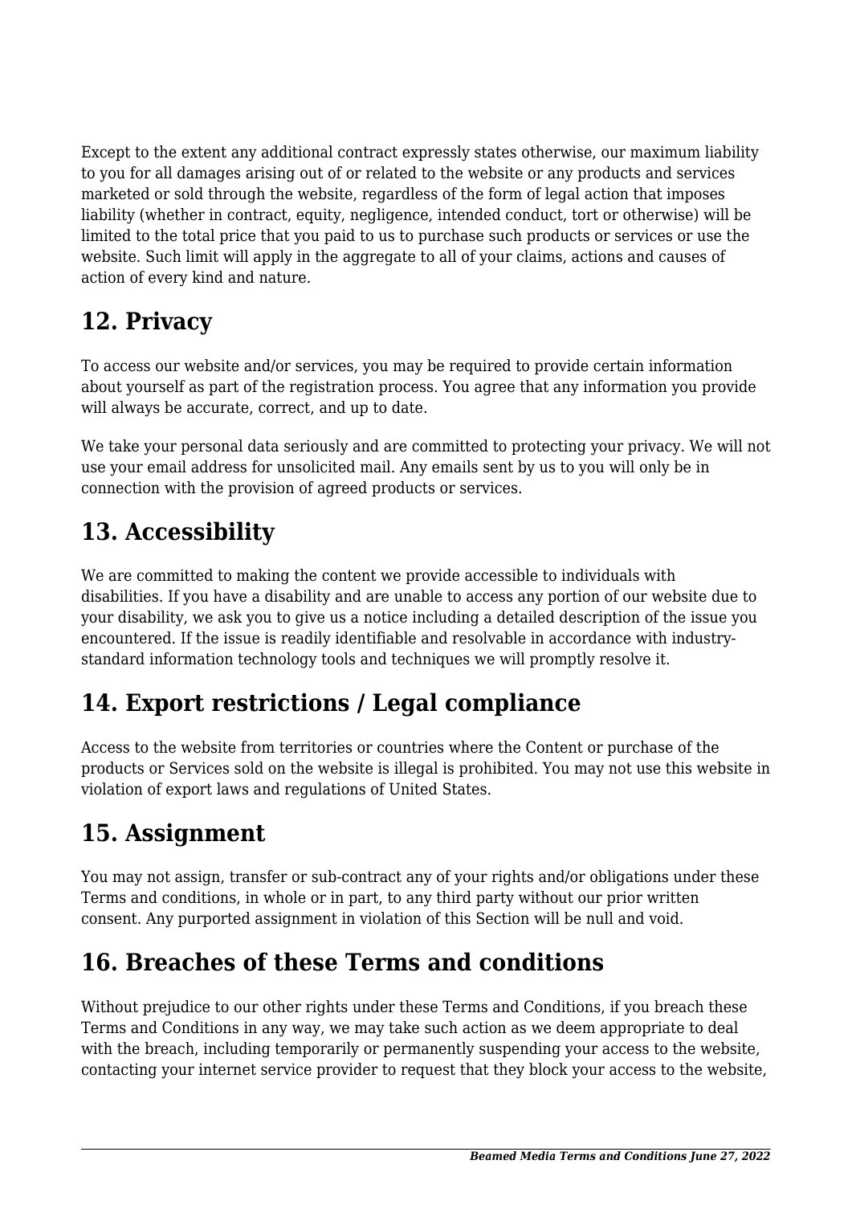Except to the extent any additional contract expressly states otherwise, our maximum liability to you for all damages arising out of or related to the website or any products and services marketed or sold through the website, regardless of the form of legal action that imposes liability (whether in contract, equity, negligence, intended conduct, tort or otherwise) will be limited to the total price that you paid to us to purchase such products or services or use the website. Such limit will apply in the aggregate to all of your claims, actions and causes of action of every kind and nature.

## 12. Privacy

To access our website and/or services, you may be required to provide certain information about yourself as part of the registration process. You agree that any information you provide will always be accurate, correct, and up to date.

We take your personal data seriously and are committed to protecting your privacy. We will not use your email address for unsolicited mail. Any emails sent by us to you will only be in connection with the provision of agreed products or services.

## 13. Accessibility

We are committed to making the content we provide accessible to individuals with disabilities. If you have a disability and are unable to access any portion of our website due to your disability, we ask you to give us a notice including a detailed description of the issue you encountered. If the issue is readily identifiable and resolvable in accordance with industry-standard information technology tools and techniques we will promptly resolve it.

## 14. Export restrictions / Legal compliance

Access to the website from territories or countries where the Content or purchase of the products or Services sold on the website is illegal is prohibited. You may not use this website in violation of export laws and regulations of United States.

## 15. Assignment

You may not assign, transfer or sub-contract any of your rights and/or obligations under these Terms and conditions, in whole or in part, to any third party without our prior written consent. Any purported assignment in violation of this Section will be null and void.

## 16. Breaches of these Terms and conditions

Without prejudice to our other rights under these Terms and Conditions, if you breach these Terms and Conditions in any way, we may take such action as we deem appropriate to deal with the breach, including temporarily or permanently suspending your access to the website, contacting your internet service provider to request that they block your access to the website,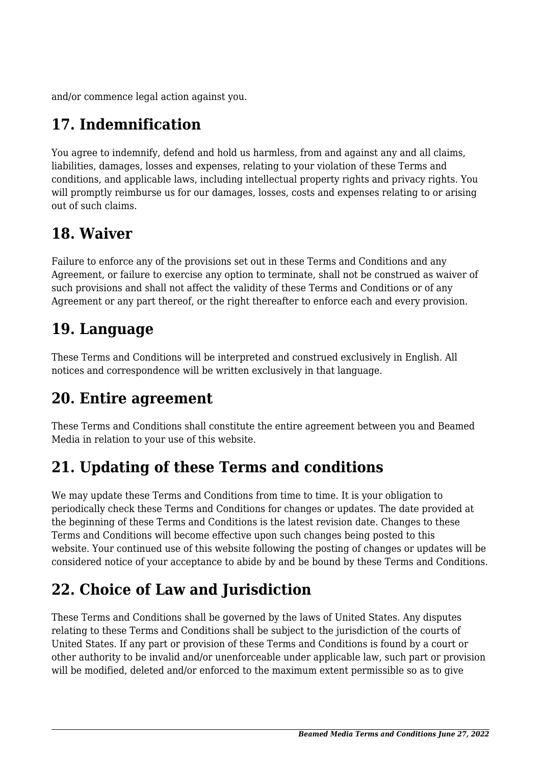and/or commence legal action against you.

## 17. Indemnification

You agree to indemnify, defend and hold us harmless, from and against any and all claims, liabilities, damages, losses and expenses, relating to your violation of these Terms and conditions, and applicable laws, including intellectual property rights and privacy rights. You will promptly reimburse us for our damages, losses, costs and expenses relating to or arising out of such claims.

## 18. Waiver

Failure to enforce any of the provisions set out in these Terms and Conditions and any Agreement, or failure to exercise any option to terminate, shall not be construed as waiver of such provisions and shall not affect the validity of these Terms and Conditions or of any Agreement or any part thereof, or the right thereafter to enforce each and every provision.

## 19. Language

These Terms and Conditions will be interpreted and construed exclusively in English. All notices and correspondence will be written exclusively in that language.

## 20. Entire agreement

These Terms and Conditions shall constitute the entire agreement between you and Beamed Media in relation to your use of this website.

## 21. Updating of these Terms and conditions

We may update these Terms and Conditions from time to time. It is your obligation to periodically check these Terms and Conditions for changes or updates. The date provided at the beginning of these Terms and Conditions is the latest revision date. Changes to these Terms and Conditions will become effective upon such changes being posted to this website. Your continued use of this website following the posting of changes or updates will be considered notice of your acceptance to abide by and be bound by these Terms and Conditions.

## 22. Choice of Law and Jurisdiction

These Terms and Conditions shall be governed by the laws of United States. Any disputes relating to these Terms and Conditions shall be subject to the jurisdiction of the courts of United States. If any part or provision of these Terms and Conditions is found by a court or other authority to be invalid and/or unenforceable under applicable law, such part or provision will be modified, deleted and/or enforced to the maximum extent permissible so as to give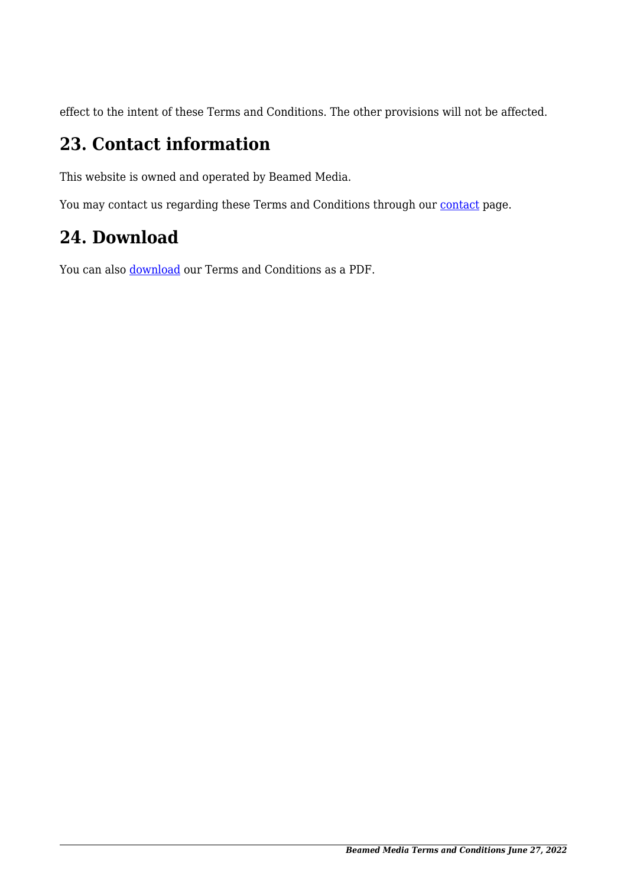effect to the intent of these Terms and Conditions. The other provisions will not be affected.

## 23. Contact information

This website is owned and operated by Beamed Media.

You may contact us regarding these Terms and Conditions through our contact page.

## 24. Download

You can also download our Terms and Conditions as a PDF.